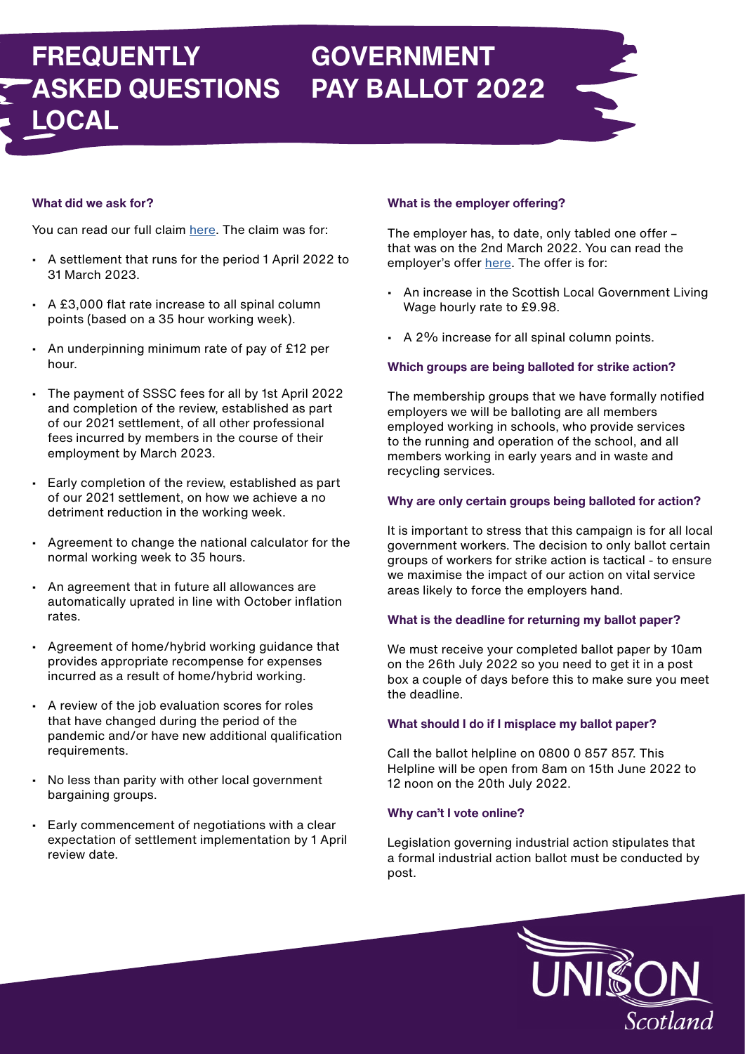# FREQUENTLY ASKED QUESTIONS LOCAL GOVERNMENT PAY BALLOT 2022

### What did we ask for?

You can read our full claim here. The claim was for:

- A settlement that runs for the period 1 April 2022 to 31 March 2023.
- A £3,000 flat rate increase to all spinal column points (based on a 35 hour working week).
- An underpinning minimum rate of pay of £12 per hour.
- The payment of SSSC fees for all by 1st April 2022 and completion of the review, established as part of our 2021 settlement, of all other professional fees incurred by members in the course of their employment by March 2023.
- Early completion of the review, established as part of our 2021 settlement, on how we achieve a no detriment reduction in the working week.
- Agreement to change the national calculator for the normal working week to 35 hours.
- An agreement that in future all allowances are automatically uprated in line with October inflation rates.
- Agreement of home/hybrid working guidance that provides appropriate recompense for expenses incurred as a result of home/hybrid working.
- A review of the job evaluation scores for roles that have changed during the period of the pandemic and/or have new additional qualification requirements.
- No less than parity with other local government bargaining groups.
- Early commencement of negotiations with a clear expectation of settlement implementation by 1 April review date.

### What is the employer offering?

The employer has, to date, only tabled one offer – that was on the 2nd March 2022. You can read the employer's offer here. The offer is for:

- An increase in the Scottish Local Government Living Wage hourly rate to £9.98.
- A 2% increase for all spinal column points.

### Which groups are being balloted for strike action?

The membership groups that we have formally notified employers we will be balloting are all members employed working in schools, who provide services to the running and operation of the school, and all members working in early years and in waste and recycling services.

### Why are only certain groups being balloted for action?

It is important to stress that this campaign is for all local government workers. The decision to only ballot certain groups of workers for strike action is tactical - to ensure we maximise the impact of our action on vital service areas likely to force the employers hand.

### What is the deadline for returning my ballot paper?

We must receive your completed ballot paper by 10am on the 26th July 2022 so you need to get it in a post box a couple of days before this to make sure you meet the deadline.

### What should I do if I misplace my ballot paper?

Call the ballot helpline on 0800 0 857 857. This Helpline will be open from 8am on 15th June 2022 to 12 noon on the 20th July 2022.

### Why can't I vote online?

Legislation governing industrial action stipulates that a formal industrial action ballot must be conducted by post.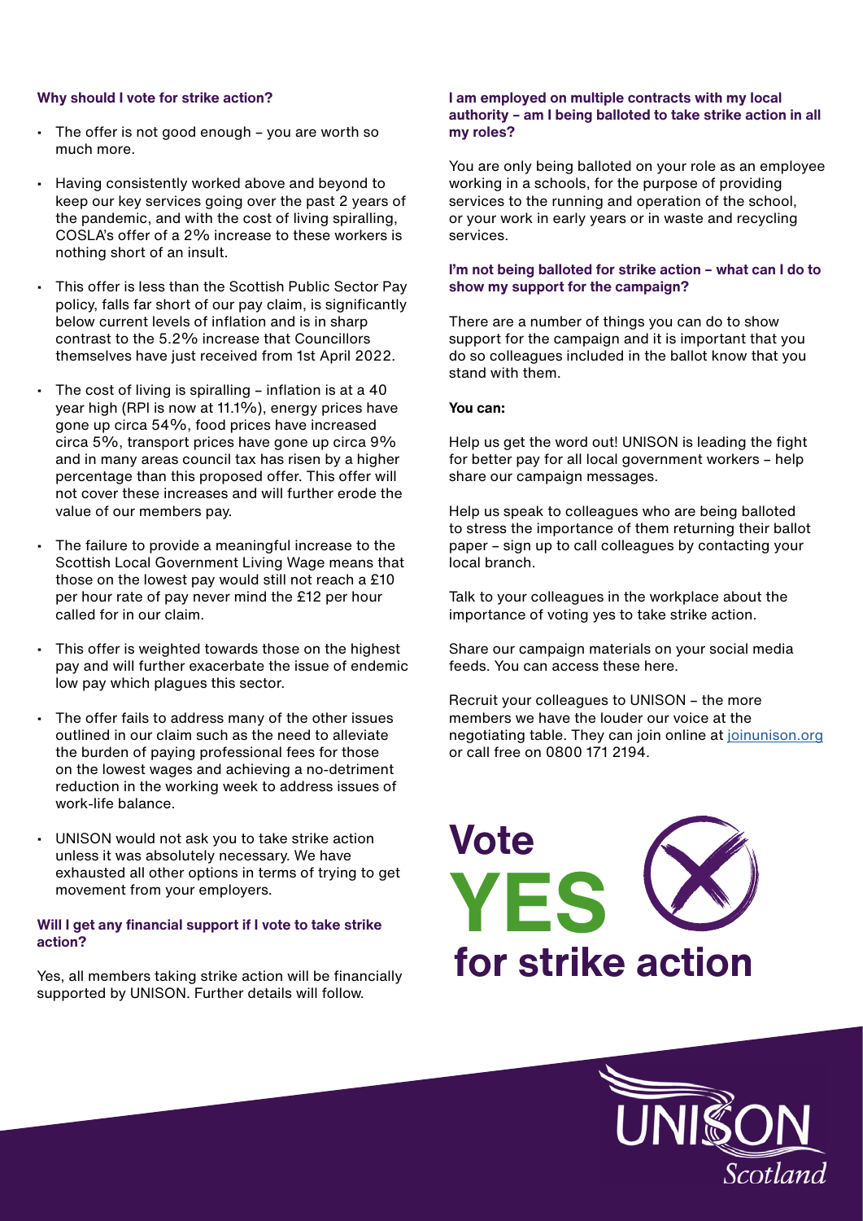### Why should I vote for strike action?

- The offer is not good enough – you are worth so much more.
- Having consistently worked above and beyond to keep our key services going over the past 2 years of the pandemic, and with the cost of living spiralling, COSLA's offer of a 2% increase to these workers is nothing short of an insult.
- This offer is less than the Scottish Public Sector Pay policy, falls far short of our pay claim, is significantly below current levels of inflation and is in sharp contrast to the 5.2% increase that Councillors themselves have just received from 1st April 2022.
- The cost of living is spiralling – inflation is at a 40 year high (RPI is now at 11.1%), energy prices have gone up circa 54%, food prices have increased circa 5%, transport prices have gone up circa 9% and in many areas council tax has risen by a higher percentage than this proposed offer. This offer will not cover these increases and will further erode the value of our members pay.
- The failure to provide a meaningful increase to the Scottish Local Government Living Wage means that those on the lowest pay would still not reach a £10 per hour rate of pay never mind the £12 per hour called for in our claim.
- This offer is weighted towards those on the highest pay and will further exacerbate the issue of endemic low pay which plagues this sector.
- The offer fails to address many of the other issues outlined in our claim such as the need to alleviate the burden of paying professional fees for those on the lowest wages and achieving a no-detriment reduction in the working week to address issues of work-life balance.
- UNISON would not ask you to take strike action unless it was absolutely necessary. We have exhausted all other options in terms of trying to get movement from your employers.

### Will I get any financial support if I vote to take strike action?

Yes, all members taking strike action will be financially supported by UNISON. Further details will follow.

### I am employed on multiple contracts with my local authority – am I being balloted to take strike action in all my roles?

You are only being balloted on your role as an employee working in a schools, for the purpose of providing services to the running and operation of the school, or your work in early years or in waste and recycling services.

### I'm not being balloted for strike action – what can I do to show my support for the campaign?

There are a number of things you can do to show support for the campaign and it is important that you do so colleagues included in the ballot know that you stand with them.

**You can:**

Help us get the word out! UNISON is leading the fight for better pay for all local government workers – help share our campaign messages.

Help us speak to colleagues who are being balloted to stress the importance of them returning their ballot paper – sign up to call colleagues by contacting your local branch.

Talk to your colleagues in the workplace about the importance of voting yes to take strike action.

Share our campaign materials on your social media feeds. You can access these here.

Recruit your colleagues to UNISON – the more members we have the louder our voice at the negotiating table. They can join online at joinunison.org or call free on 0800 171 2194.

**Vote YES for strike action**

UNISON Scotland